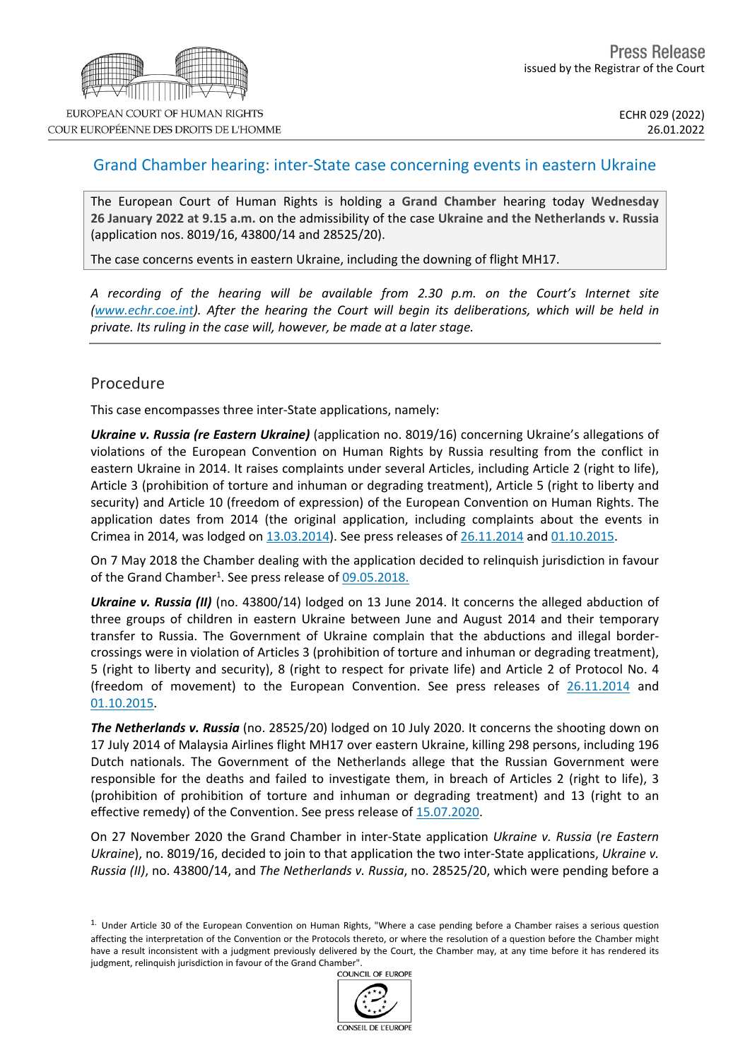Press Release
issued by the Registrar of the Court

ECHR 029 (2022)
26.01.2022

# Grand Chamber hearing: inter-State case concerning events in eastern Ukraine

The European Court of Human Rights is holding a **Grand Chamber** hearing today **Wednesday 26 January 2022 at 9.15 a.m.** on the admissibility of the case **Ukraine and the Netherlands v. Russia** (application nos. 8019/16, 43800/14 and 28525/20).

The case concerns events in eastern Ukraine, including the downing of flight MH17.

*A recording of the hearing will be available from 2.30 p.m. on the Court's Internet site (www.echr.coe.int). After the hearing the Court will begin its deliberations, which will be held in private. Its ruling in the case will, however, be made at a later stage.*

## Procedure

This case encompasses three inter-State applications, namely:

***Ukraine v. Russia (re Eastern Ukraine)*** (application no. 8019/16) concerning Ukraine's allegations of violations of the European Convention on Human Rights by Russia resulting from the conflict in eastern Ukraine in 2014. It raises complaints under several Articles, including Article 2 (right to life), Article 3 (prohibition of torture and inhuman or degrading treatment), Article 5 (right to liberty and security) and Article 10 (freedom of expression) of the European Convention on Human Rights. The application dates from 2014 (the original application, including complaints about the events in Crimea in 2014, was lodged on 13.03.2014). See press releases of 26.11.2014 and 01.10.2015.

On 7 May 2018 the Chamber dealing with the application decided to relinquish jurisdiction in favour of the Grand Chamber[1]. See press release of 09.05.2018.

***Ukraine v. Russia (II)*** (no. 43800/14) lodged on 13 June 2014. It concerns the alleged abduction of three groups of children in eastern Ukraine between June and August 2014 and their temporary transfer to Russia. The Government of Ukraine complain that the abductions and illegal border-crossings were in violation of Articles 3 (prohibition of torture and inhuman or degrading treatment), 5 (right to liberty and security), 8 (right to respect for private life) and Article 2 of Protocol No. 4 (freedom of movement) to the European Convention. See press releases of 26.11.2014 and 01.10.2015.

***The Netherlands v. Russia*** (no. 28525/20) lodged on 10 July 2020. It concerns the shooting down on 17 July 2014 of Malaysia Airlines flight MH17 over eastern Ukraine, killing 298 persons, including 196 Dutch nationals. The Government of the Netherlands allege that the Russian Government were responsible for the deaths and failed to investigate them, in breach of Articles 2 (right to life), 3 (prohibition of torture and inhuman or degrading treatment) and 13 (right to an effective remedy) of the Convention. See press release of 15.07.2020.

On 27 November 2020 the Grand Chamber in inter-State application *Ukraine v. Russia* (*re Eastern Ukraine*), no. 8019/16, decided to join to that application the two inter-State applications, *Ukraine v. Russia (II)*, no. 43800/14, and *The Netherlands v. Russia*, no. 28525/20, which were pending before a

[1] Under Article 30 of the European Convention on Human Rights, "Where a case pending before a Chamber raises a serious question affecting the interpretation of the Convention or the Protocols thereto, or where the resolution of a question before the Chamber might have a result inconsistent with a judgment previously delivered by the Court, the Chamber may, at any time before it has rendered its judgment, relinquish jurisdiction in favour of the Grand Chamber".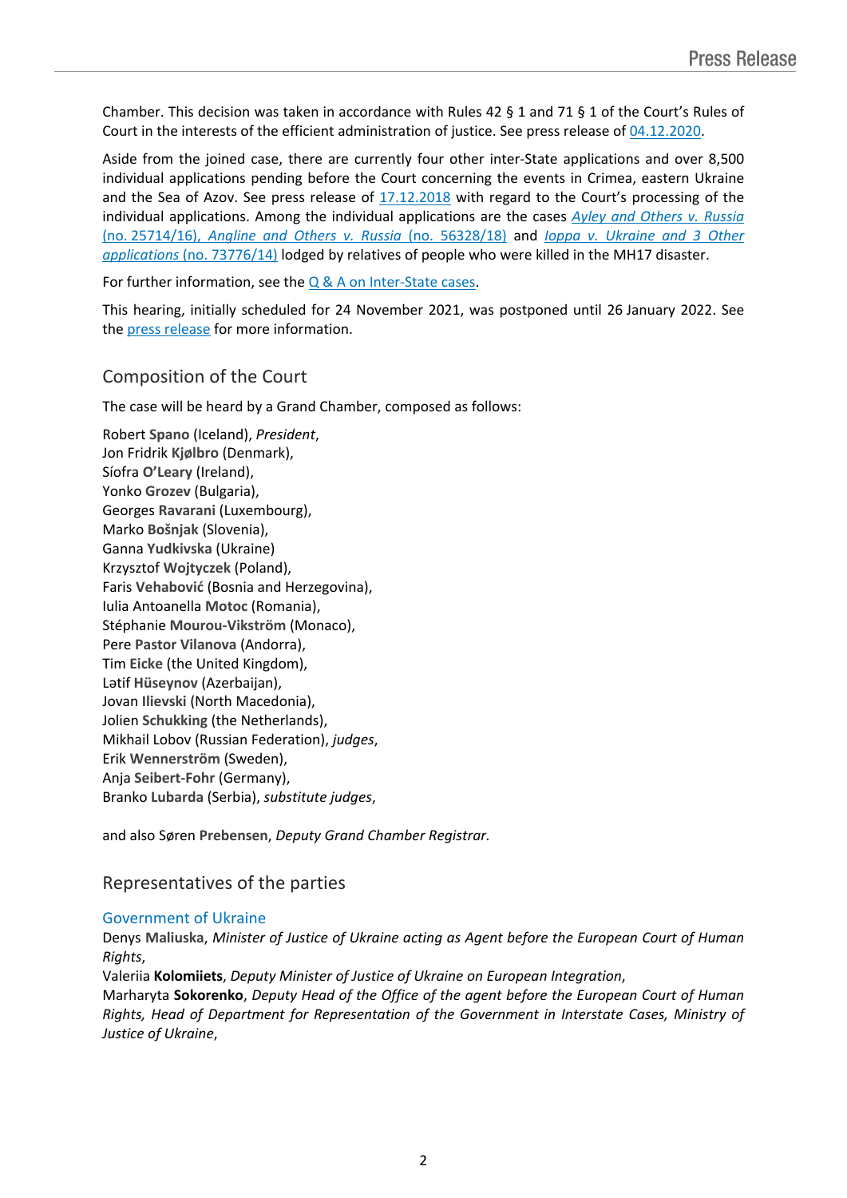Chamber. This decision was taken in accordance with Rules 42 § 1 and 71 § 1 of the Court's Rules of Court in the interests of the efficient administration of justice. See press release of 04.12.2020.

Aside from the joined case, there are currently four other inter-State applications and over 8,500 individual applications pending before the Court concerning the events in Crimea, eastern Ukraine and the Sea of Azov. See press release of 17.12.2018 with regard to the Court's processing of the individual applications. Among the individual applications are the cases *Ayley and Others v. Russia* (no. 25714/16), *Angline and Others v. Russia* (no. 56328/18) and *Ioppa v. Ukraine and 3 Other applications* (no. 73776/14) lodged by relatives of people who were killed in the MH17 disaster.

For further information, see the Q & A on Inter-State cases.

This hearing, initially scheduled for 24 November 2021, was postponed until 26 January 2022. See the press release for more information.

## Composition of the Court

The case will be heard by a Grand Chamber, composed as follows:

Robert **Spano** (Iceland), *President*,
Jon Fridrik **Kjølbro** (Denmark),
Síofra **O'Leary** (Ireland),
Yonko **Grozev** (Bulgaria),
Georges **Ravarani** (Luxembourg),
Marko **Bošnjak** (Slovenia),
Ganna **Yudkivska** (Ukraine)
Krzysztof **Wojtyczek** (Poland),
Faris **Vehabović** (Bosnia and Herzegovina),
Iulia Antoanella **Motoc** (Romania),
Stéphanie **Mourou-Vikström** (Monaco),
Pere **Pastor Vilanova** (Andorra),
Tim **Eicke** (the United Kingdom),
Lәtif **Hüseynov** (Azerbaijan),
Jovan **Ilievski** (North Macedonia),
Jolien **Schukking** (the Netherlands),
Mikhail Lobov (Russian Federation), *judges*,
Erik **Wennerström** (Sweden),
Anja **Seibert-Fohr** (Germany),
Branko **Lubarda** (Serbia), *substitute judges*,

and also Søren **Prebensen**, *Deputy Grand Chamber Registrar.*

## Representatives of the parties

### Government of Ukraine

Denys **Maliuska**, *Minister of Justice of Ukraine acting as Agent before the European Court of Human Rights*,
Valeriia **Kolomiiets**, *Deputy Minister of Justice of Ukraine on European Integration*,
Marharyta **Sokorenko**, *Deputy Head of the Office of the agent before the European Court of Human Rights, Head of Department for Representation of the Government in Interstate Cases, Ministry of Justice of Ukraine*,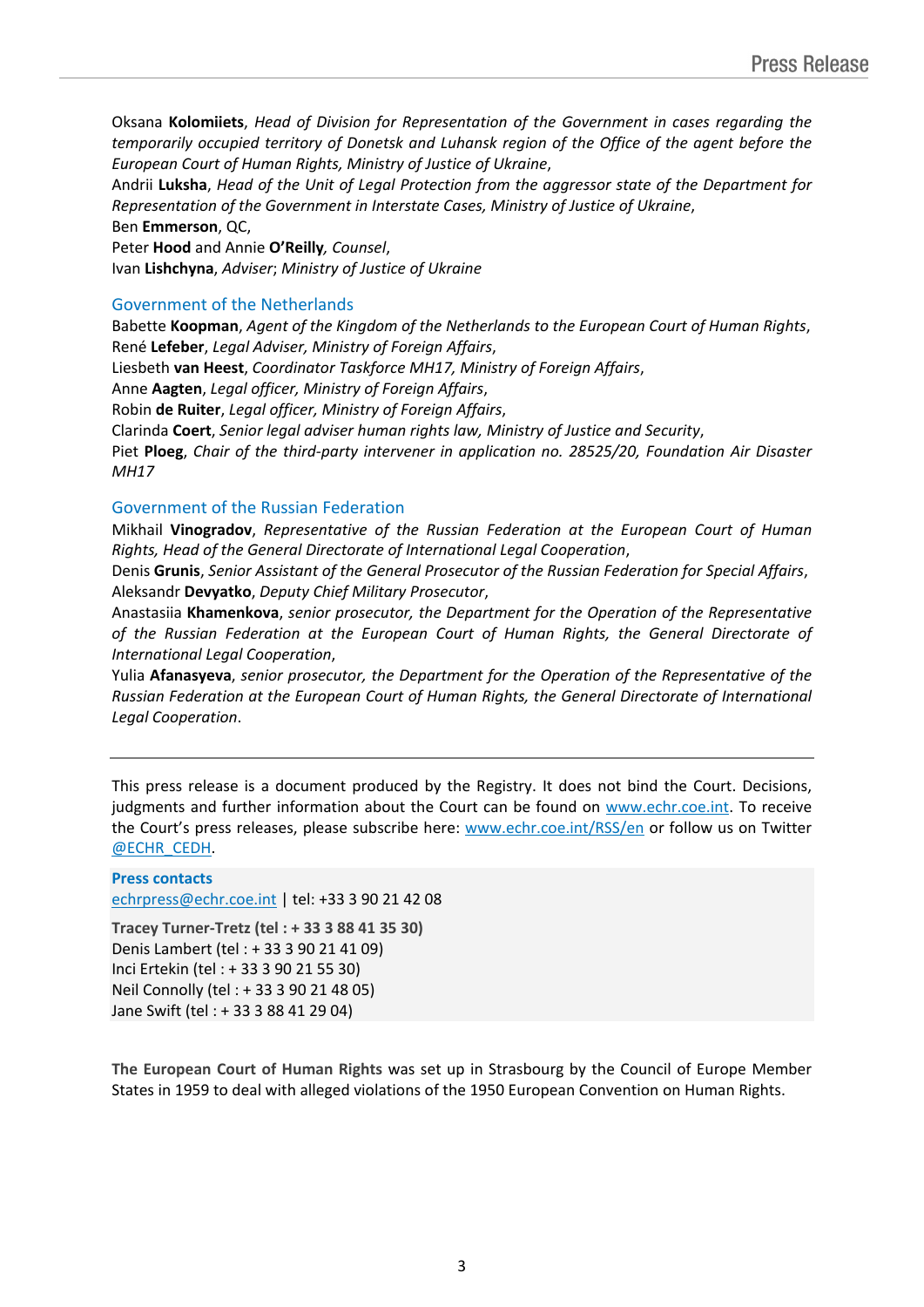Oksana **Kolomiiets**, *Head of Division for Representation of the Government in cases regarding the temporarily occupied territory of Donetsk and Luhansk region of the Office of the agent before the European Court of Human Rights, Ministry of Justice of Ukraine*,
Andrii **Luksha**, *Head of the Unit of Legal Protection from the aggressor state of the Department for Representation of the Government in Interstate Cases, Ministry of Justice of Ukraine*,
Ben **Emmerson**, QC,
Peter **Hood** and Annie **O'Reilly***, Counsel*,
Ivan **Lishchyna**, *Adviser*; *Ministry of Justice of Ukraine*

### Government of the Netherlands

Babette **Koopman**, *Agent of the Kingdom of the Netherlands to the European Court of Human Rights*,
René **Lefeber**, *Legal Adviser, Ministry of Foreign Affairs*,
Liesbeth **van Heest**, *Coordinator Taskforce MH17, Ministry of Foreign Affairs*,
Anne **Aagten**, *Legal officer, Ministry of Foreign Affairs*,
Robin **de Ruiter**, *Legal officer, Ministry of Foreign Affairs*,
Clarinda **Coert**, *Senior legal adviser human rights law, Ministry of Justice and Security*,
Piet **Ploeg**, *Chair of the third-party intervener in application no. 28525/20, Foundation Air Disaster MH17*

### Government of the Russian Federation

Mikhail **Vinogradov**, *Representative of the Russian Federation at the European Court of Human Rights, Head of the General Directorate of International Legal Cooperation*,
Denis **Grunis**, *Senior Assistant of the General Prosecutor of the Russian Federation for Special Affairs*,
Aleksandr **Devyatko**, *Deputy Chief Military Prosecutor*,
Anastasiia **Khamenkova**, *senior prosecutor, the Department for the Operation of the Representative of the Russian Federation at the European Court of Human Rights, the General Directorate of International Legal Cooperation*,
Yulia **Afanasyeva**, *senior prosecutor, the Department for the Operation of the Representative of the Russian Federation at the European Court of Human Rights, the General Directorate of International Legal Cooperation*.

---

This press release is a document produced by the Registry. It does not bind the Court. Decisions, judgments and further information about the Court can be found on www.echr.coe.int. To receive the Court's press releases, please subscribe here: www.echr.coe.int/RSS/en or follow us on Twitter @ECHR_CEDH.

**Press contacts**
echrpress@echr.coe.int | tel: +33 3 90 21 42 08

**Tracey Turner-Tretz (tel : + 33 3 88 41 35 30)**
Denis Lambert (tel : + 33 3 90 21 41 09)
Inci Ertekin (tel : + 33 3 90 21 55 30)
Neil Connolly (tel : + 33 3 90 21 48 05)
Jane Swift (tel : + 33 3 88 41 29 04)

**The European Court of Human Rights** was set up in Strasbourg by the Council of Europe Member States in 1959 to deal with alleged violations of the 1950 European Convention on Human Rights.